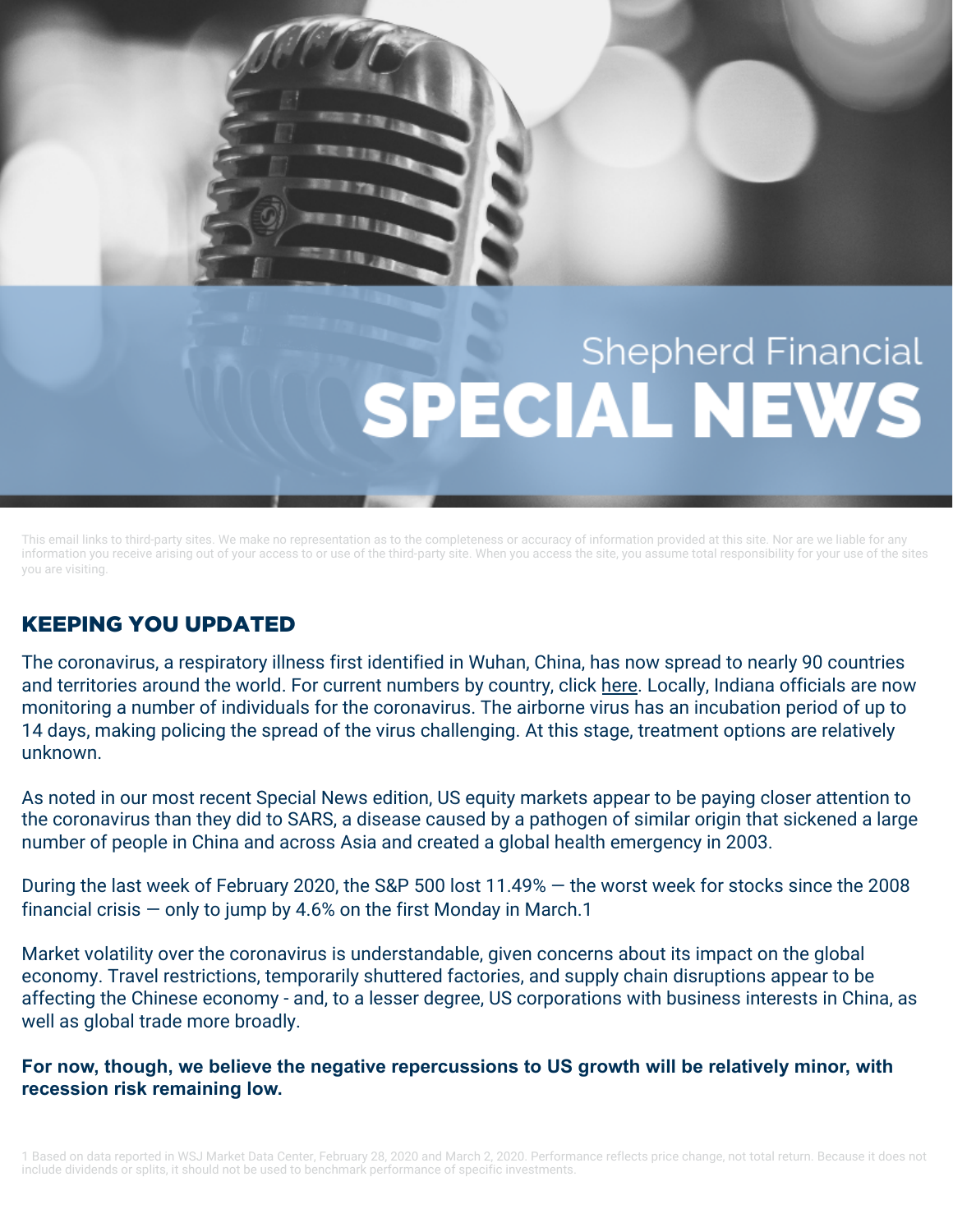# Shepherd Financial SPECIAL NEWS

This email links to third-party sites. We make no representation as to the completeness or accuracy of information provided at this site. Nor are we liable for any information you receive arising out of your access to or use of the third-party site. When you access the site, you assume total responsibility for your use of the sites you are visiting.

## KEEPING YOU UPDATED

The coronavirus, a respiratory illness first identified in Wuhan, China, has now spread to nearly 90 countries and territories around the world. For current numbers by country, click here. Locally, Indiana officials are now monitoring a number of individuals for the coronavirus. The airborne virus has an incubation period of up to 14 days, making policing the spread of the virus challenging. At this stage, treatment options are relatively unknown.

As noted in our most recent Special News edition, US equity markets appear to be paying closer attention to the coronavirus than they did to SARS, a disease caused by a pathogen of similar origin that sickened a large number of people in China and across Asia and created a global health emergency in 2003.

During the last week of February 2020, the S&P 500 lost 11.49% — the worst week for stocks since the 2008 financial crisis — only to jump by 4.6% on the first Monday in March.[1]

Market volatility over the coronavirus is understandable, given concerns about its impact on the global economy. Travel restrictions, temporarily shuttered factories, and supply chain disruptions appear to be affecting the Chinese economy - and, to a lesser degree, US corporations with business interests in China, as well as global trade more broadly.

**For now, though, we believe the negative repercussions to US growth will be relatively minor, with recession risk remaining low.**

1 Based on data reported in WSJ Market Data Center, February 28, 2020 and March 2, 2020. Performance reflects price change, not total return. Because it does not include dividends or splits, it should not be used to benchmark performance of specific investments.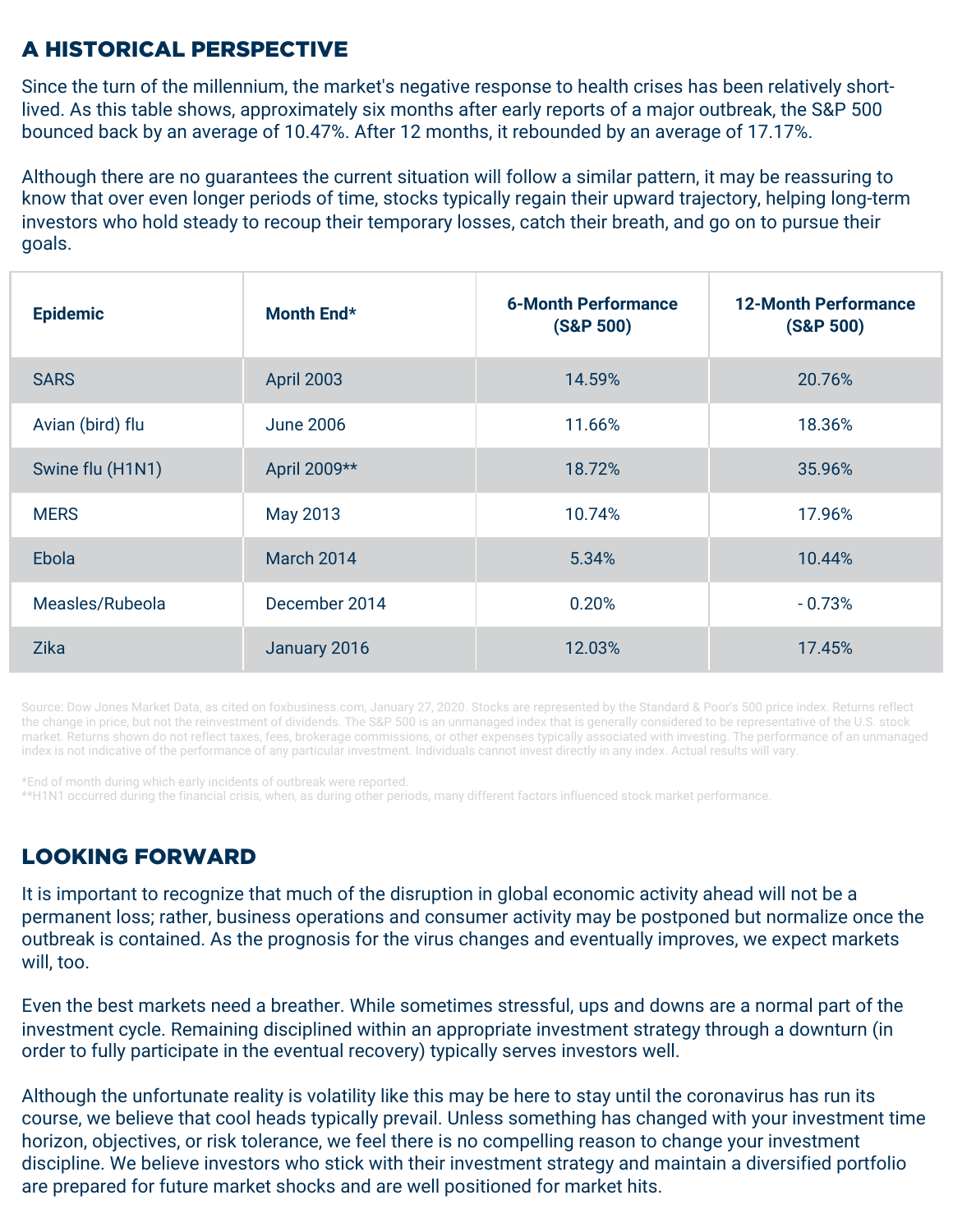## A HISTORICAL PERSPECTIVE

Since the turn of the millennium, the market's negative response to health crises has been relatively short-lived. As this table shows, approximately six months after early reports of a major outbreak, the S&P 500 bounced back by an average of 10.47%. After 12 months, it rebounded by an average of 17.17%.

Although there are no guarantees the current situation will follow a similar pattern, it may be reassuring to know that over even longer periods of time, stocks typically regain their upward trajectory, helping long-term investors who hold steady to recoup their temporary losses, catch their breath, and go on to pursue their goals.

| Epidemic | Month End* | 6-Month Performance (S&P 500) | 12-Month Performance (S&P 500) |
|---|---|---|---|
| SARS | April 2003 | 14.59% | 20.76% |
| Avian (bird) flu | June 2006 | 11.66% | 18.36% |
| Swine flu (H1N1) | April 2009** | 18.72% | 35.96% |
| MERS | May 2013 | 10.74% | 17.96% |
| Ebola | March 2014 | 5.34% | 10.44% |
| Measles/Rubeola | December 2014 | 0.20% | - 0.73% |
| Zika | January 2016 | 12.03% | 17.45% |

Source: Dow Jones Market Data, as cited on foxbusiness.com, January 27, 2020. Stocks are represented by the Standard & Poor's 500 price index. Returns reflect the change in price, but not the reinvestment of dividends. The S&P 500 is an unmanaged index that is generally considered to be representative of the U.S. stock market. Returns shown do not reflect taxes, fees, brokerage commissions, or other expenses typically associated with investing. The performance of an unmanaged index is not indicative of the performance of any particular investment. Individuals cannot invest directly in any index. Actual results will vary.

*End of month during which early incidents of outbreak were reported.
**H1N1 occurred during the financial crisis, when, as during other periods, many different factors influenced stock market performance.

## LOOKING FORWARD

It is important to recognize that much of the disruption in global economic activity ahead will not be a permanent loss; rather, business operations and consumer activity may be postponed but normalize once the outbreak is contained. As the prognosis for the virus changes and eventually improves, we expect markets will, too.

Even the best markets need a breather. While sometimes stressful, ups and downs are a normal part of the investment cycle. Remaining disciplined within an appropriate investment strategy through a downturn (in order to fully participate in the eventual recovery) typically serves investors well.

Although the unfortunate reality is volatility like this may be here to stay until the coronavirus has run its course, we believe that cool heads typically prevail. Unless something has changed with your investment time horizon, objectives, or risk tolerance, we feel there is no compelling reason to change your investment discipline. We believe investors who stick with their investment strategy and maintain a diversified portfolio are prepared for future market shocks and are well positioned for market hits.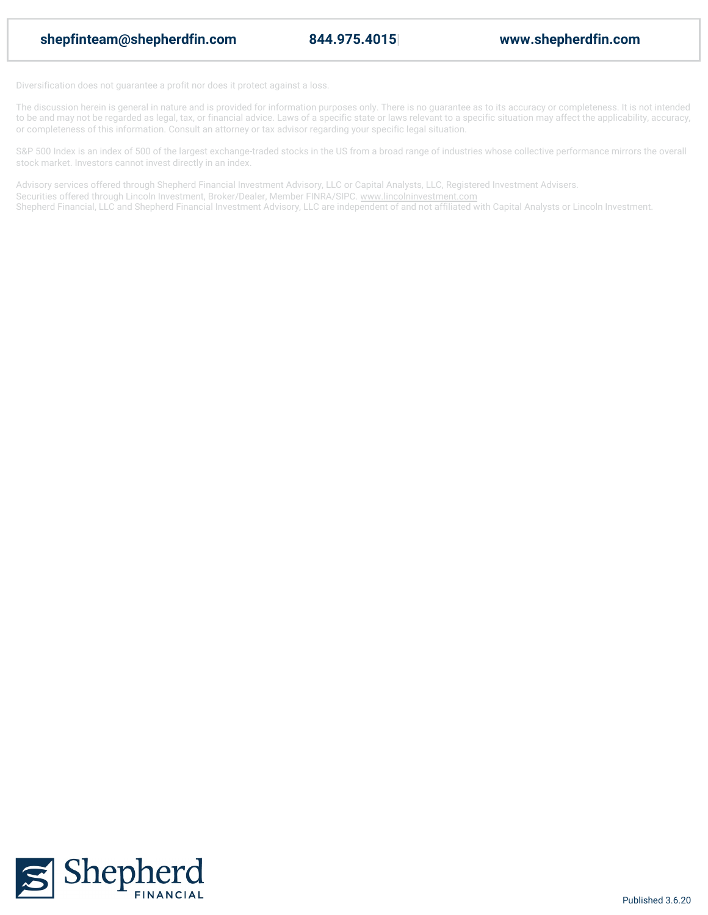**shepfinteam@shepherdfin.com** | **844.975.4015** | **www.shepherdfin.com**

Diversification does not guarantee a profit nor does it protect against a loss.

The discussion herein is general in nature and is provided for information purposes only. There is no guarantee as to its accuracy or completeness. It is not intended to be and may not be regarded as legal, tax, or financial advice. Laws of a specific state or laws relevant to a specific situation may affect the applicability, accuracy, or completeness of this information. Consult an attorney or tax advisor regarding your specific legal situation.

S&P 500 Index is an index of 500 of the largest exchange-traded stocks in the US from a broad range of industries whose collective performance mirrors the overall stock market. Investors cannot invest directly in an index.

Advisory services offered through Shepherd Financial Investment Advisory, LLC or Capital Analysts, LLC, Registered Investment Advisers.
Securities offered through Lincoln Investment, Broker/Dealer, Member FINRA/SIPC. www.lincolninvestment.com
Shepherd Financial, LLC and Shepherd Financial Investment Advisory, LLC are independent of and not affiliated with Capital Analysts or Lincoln Investment.

Shepherd FINANCIAL

Published 3.6.20